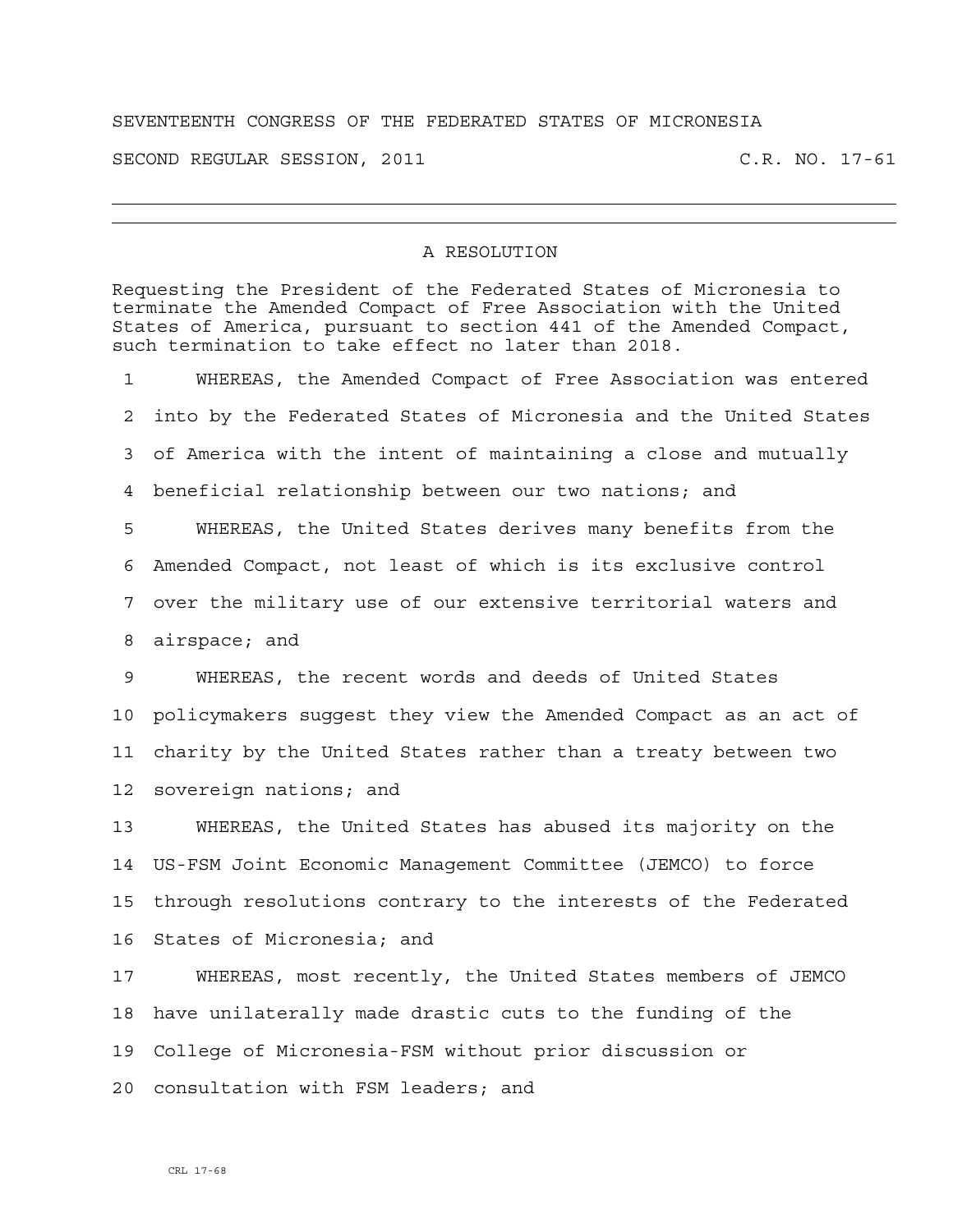SEVENTEENTH CONGRESS OF THE FEDERATED STATES OF MICRONESIA

SECOND REGULAR SESSION, 2011 C.R. NO. 17-61

---

# A RESOLUTION

Requesting the President of the Federated States of Micronesia to terminate the Amended Compact of Free Association with the United States of America, pursuant to section 441 of the Amended Compact, such termination to take effect no later than 2018.

WHEREAS, the Amended Compact of Free Association was entered into by the Federated States of Micronesia and the United States of America with the intent of maintaining a close and mutually beneficial relationship between our two nations; and

WHEREAS, the United States derives many benefits from the Amended Compact, not least of which is its exclusive control over the military use of our extensive territorial waters and airspace; and

WHEREAS, the recent words and deeds of United States policymakers suggest they view the Amended Compact as an act of charity by the United States rather than a treaty between two sovereign nations; and

WHEREAS, the United States has abused its majority on the US-FSM Joint Economic Management Committee (JEMCO) to force through resolutions contrary to the interests of the Federated States of Micronesia; and

WHEREAS, most recently, the United States members of JEMCO have unilaterally made drastic cuts to the funding of the College of Micronesia-FSM without prior discussion or consultation with FSM leaders; and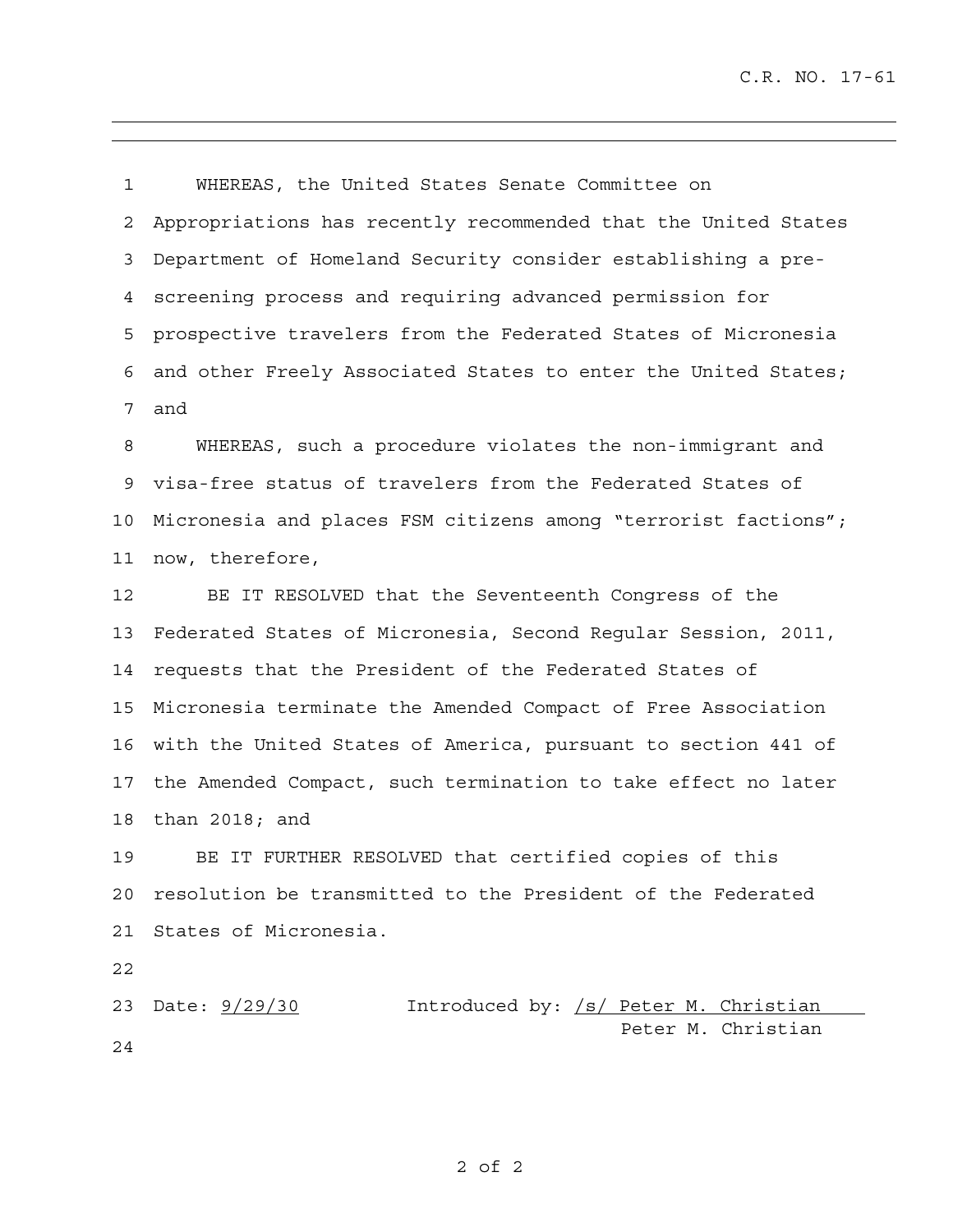WHEREAS, the United States Senate Committee on Appropriations has recently recommended that the United States Department of Homeland Security consider establishing a pre-screening process and requiring advanced permission for prospective travelers from the Federated States of Micronesia and other Freely Associated States to enter the United States; and

WHEREAS, such a procedure violates the non-immigrant and visa-free status of travelers from the Federated States of Micronesia and places FSM citizens among "terrorist factions"; now, therefore,

BE IT RESOLVED that the Seventeenth Congress of the Federated States of Micronesia, Second Regular Session, 2011, requests that the President of the Federated States of Micronesia terminate the Amended Compact of Free Association with the United States of America, pursuant to section 441 of the Amended Compact, such termination to take effect no later than 2018; and

BE IT FURTHER RESOLVED that certified copies of this resolution be transmitted to the President of the Federated States of Micronesia.

Date: 9/29/30

Introduced by: /s/ Peter M. Christian

Peter M. Christian